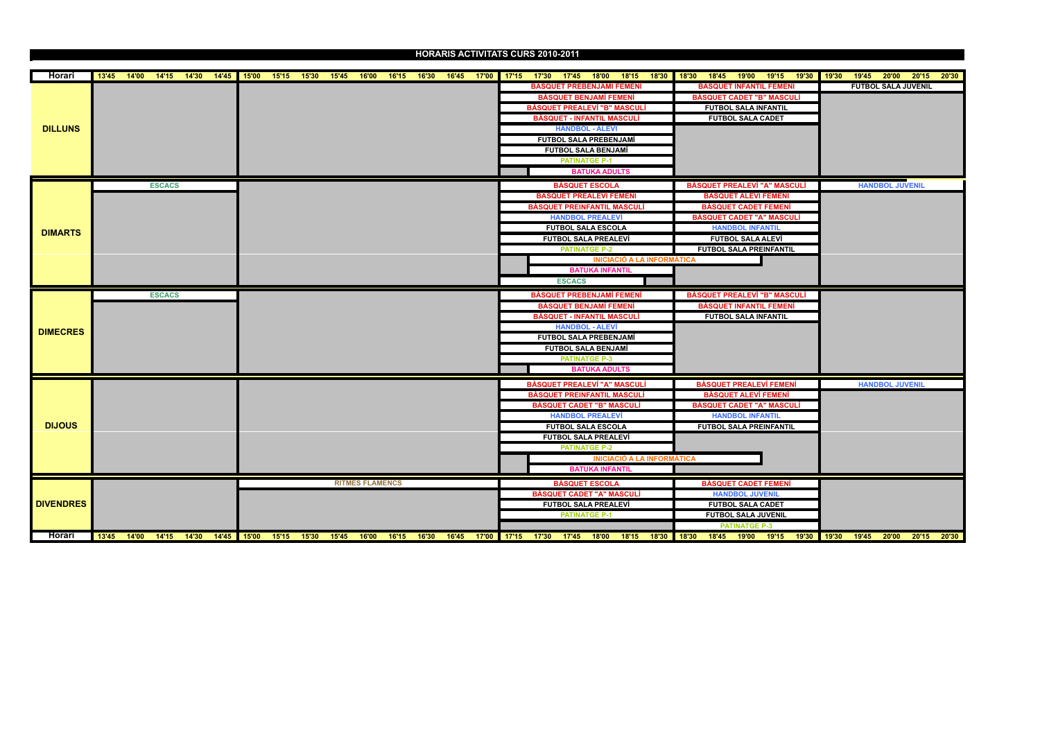# HORARIS ACTIVITATS CURS 2010-2011

| Horari | 13'45 – 14'45 | 15'00 – 17'00 | 17'15 – 18'30 | 18'30 – 19'30 | 19'30 – 20'30 |
|---|---|---|---|---|---|
| **DILLUNS** | | | BÀSQUET PREBENJAMÍ FEMENÍ | BÀSQUET INFANTIL FEMENÍ | FUTBOL SALA JUVENIL |
| | | | BÀSQUET BENJAMÍ FEMENÍ | BÀSQUET CADET "B" MASCULÍ | |
| | | | BÀSQUET PREALEVÍ "B" MASCULÍ | FUTBOL SALA INFANTIL | |
| | | | BÀSQUET - INFANTIL MASCULÍ | FUTBOL SALA CADET | |
| | | | HANDBOL - ALEVÍ | | |
| | | | FUTBOL SALA PREBENJAMÍ | | |
| | | | FUTBOL SALA BENJAMÍ | | |
| | | | PATINATGE P-1 | | |
| | | | BATUKA ADULTS | | |
| **DIMARTS** | ESCACS | | BÀSQUET ESCOLA | BÀSQUET PREALEVÍ "A" MASCULÍ | HANDBOL JUVENIL |
| | | | BÀSQUET PREALEVÍ FEMENÍ | BÀSQUET ALEVÍ FEMENÍ | |
| | | | BÀSQUET PREINFANTIL MASCULÍ | BÀSQUET CADET FEMENÍ | |
| | | | HANDBOL PREALEVÍ | BÀSQUET CADET "A" MASCULÍ | |
| | | | FUTBOL SALA ESCOLA | HANDBOL INFANTIL | |
| | | | FUTBOL SALA PREALEVÍ | FUTBOL SALA ALEVÍ | |
| | | | PATINATGE P-2 | FUTBOL SALA PREINFANTIL | |
| | | | INICIACIÓ A LA INFORMÀTICA | INICIACIÓ A LA INFORMÀTICA | |
| | | | BATUKA INFANTIL | | |
| | | | ESCACS | | |
| **DIMECRES** | ESCACS | | BÀSQUET PREBENJAMÍ FEMENÍ | BÀSQUET PREALEVÍ "B" MASCULÍ | |
| | | | BÀSQUET BENJAMÍ FEMENÍ | BÀSQUET INFANTIL FEMENÍ | |
| | | | BÀSQUET - INFANTIL MASCULÍ | FUTBOL SALA INFANTIL | |
| | | | HANDBOL - ALEVÍ | | |
| | | | FUTBOL SALA PREBENJAMÍ | | |
| | | | FUTBOL SALA BENJAMÍ | | |
| | | | PATINATGE P-3 | | |
| | | | BATUKA ADULTS | | |
| **DIJOUS** | | | BÀSQUET PREALEVÍ "A" MASCULÍ | BÀSQUET PREALEVÍ FEMENÍ | HANDBOL JUVENIL |
| | | | BÀSQUET PREINFANTIL MASCULÍ | BÀSQUET ALEVÍ FEMENÍ | |
| | | | BÀSQUET CADET "B" MASCULÍ | BÀSQUET CADET "A" MASCULÍ | |
| | | | HANDBOL PREALEVÍ | HANDBOL INFANTIL | |
| | | | FUTBOL SALA ESCOLA | FUTBOL SALA PREINFANTIL | |
| | | | FUTBOL SALA PREALEVÍ | | |
| | | | PATINATGE P-2 | | |
| | | | INICIACIÓ A LA INFORMÀTICA | INICIACIÓ A LA INFORMÀTICA | |
| | | | BATUKA INFANTIL | | |
| **DIVENDRES** | | RITMES FLAMENCS | BÀSQUET ESCOLA | BÀSQUET CADET FEMENÍ | |
| | | | BÀSQUET CADET "A" MASCULÍ | HANDBOL JUVENIL | |
| | | | FUTBOL SALA PREALEVÍ | FUTBOL SALA CADET | |
| | | | PATINATGE P-1 | FUTBOL SALA JUVENIL | |
| | | | | PATINATGE P-3 | |
| Horari | 13'45 – 14'45 | 15'00 – 17'00 | 17'15 – 18'30 | 18'30 – 19'30 | 19'30 – 20'30 |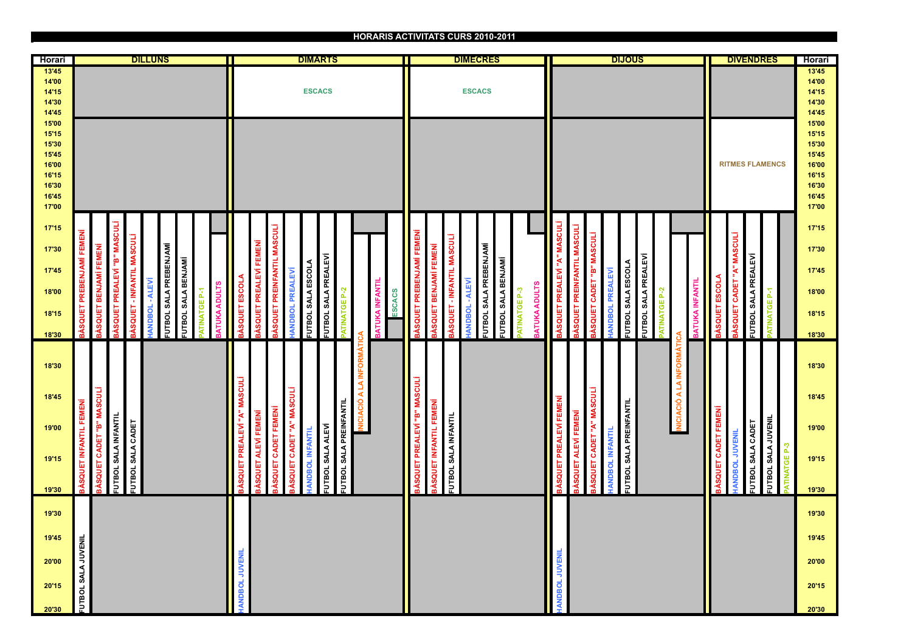# HORARIS ACTIVITATS CURS 2010-2011

| Horari | DILLUNS | DIMARTS | DIMECRES | DIJOUS | DIVENDRES |
|---|---|---|---|---|---|
| 13'45 - 15'00 | | ESCACS | ESCACS | | |
| 15'00 - 17'00 | | | | | RITMES FLAMENCS |
| 17'00 - 18'30 | BÀSQUET PREBENJAMÍ FEMENÍ; BÀSQUET BENJAMÍ FEMENÍ; BÀSQUET PREALEVÍ "B" MASCULÍ; BÀSQUET - INFANTIL MASCULÍ; HANDBOL - ALEVÍ; FUTBOL SALA PREBENJAMÍ; FUTBOL SALA BENJAMÍ; PATINATGE P-1; BATUKA ADULTS | BÀSQUET ESCOLA; BÀSQUET PREALEVÍ FEMENÍ; BÀSQUET PREINFANTIL MASCULÍ; HANDBOL PREALEVÍ; FUTBOL SALA ESCOLA; FUTBOL SALA PREALEVÍ; PATINATGE P-2; INICIACIÓ A LA INFORMÀTICA; BATUKA INFANTIL; ESCACS | BÀSQUET PREBENJAMÍ FEMENÍ; BÀSQUET BENJAMÍ FEMENÍ; BÀSQUET - INFANTIL MASCULÍ; HANDBOL - ALEVÍ; FUTBOL SALA PREBENJAMÍ; FUTBOL SALA BENJAMÍ; PATINATGE P-3; BATUKA ADULTS | BÀSQUET PREALEVÍ "A" MASCULÍ; BÀSQUET PREINFANTIL MASCULÍ; BÀSQUET CADET "B" MASCULÍ; HANDBOL PREALEVÍ; FUTBOL SALA ESCOLA; FUTBOL SALA PREALEVÍ; PATINATGE P-2; INICIACIÓ A LA INFORMÀTICA; BATUKA INFANTIL | BÀSQUET ESCOLA; BÀSQUET CADET "A" MASCULÍ; FUTBOL SALA PREALEVÍ; PATINATGE P-1 |
| 18'30 - 19'30 | BÀSQUET INFANTIL FEMENÍ; BÀSQUET CADET "B" MASCULÍ; FUTBOL SALA INFANTIL; FUTBOL SALA CADET | BÀSQUET PREALEVÍ "A" MASCULÍ; BÀSQUET ALEVÍ FEMENÍ; BÀSQUET CADET FEMENÍ; BÀSQUET CADET "A" MASCULÍ; HANDBOL INFANTIL; FUTBOL SALA ALEVÍ; FUTBOL SALA PREINFANTIL; INICIACIÓ A LA INFORMÀTICA | BÀSQUET PREALEVÍ "B" MASCULÍ; BÀSQUET INFANTIL FEMENÍ; FUTBOL SALA INFANTIL | BÀSQUET PREALEVÍ FEMENÍ; BÀSQUET ALEVÍ FEMENÍ; BÀSQUET CADET "A" MASCULÍ; HANDBOL INFANTIL; FUTBOL SALA PREINFANTIL; INICIACIÓ A LA INFORMÀTICA | BÀSQUET CADET FEMENÍ; HANDBOL JUVENIL; FUTBOL SALA CADET; FUTBOL SALA JUVENIL; PATINATGE P-3 |
| 19'30 - 20'30 | FUTBOL SALA JUVENIL | HANDBOL JUVENIL | | HANDBOL JUVENIL | |